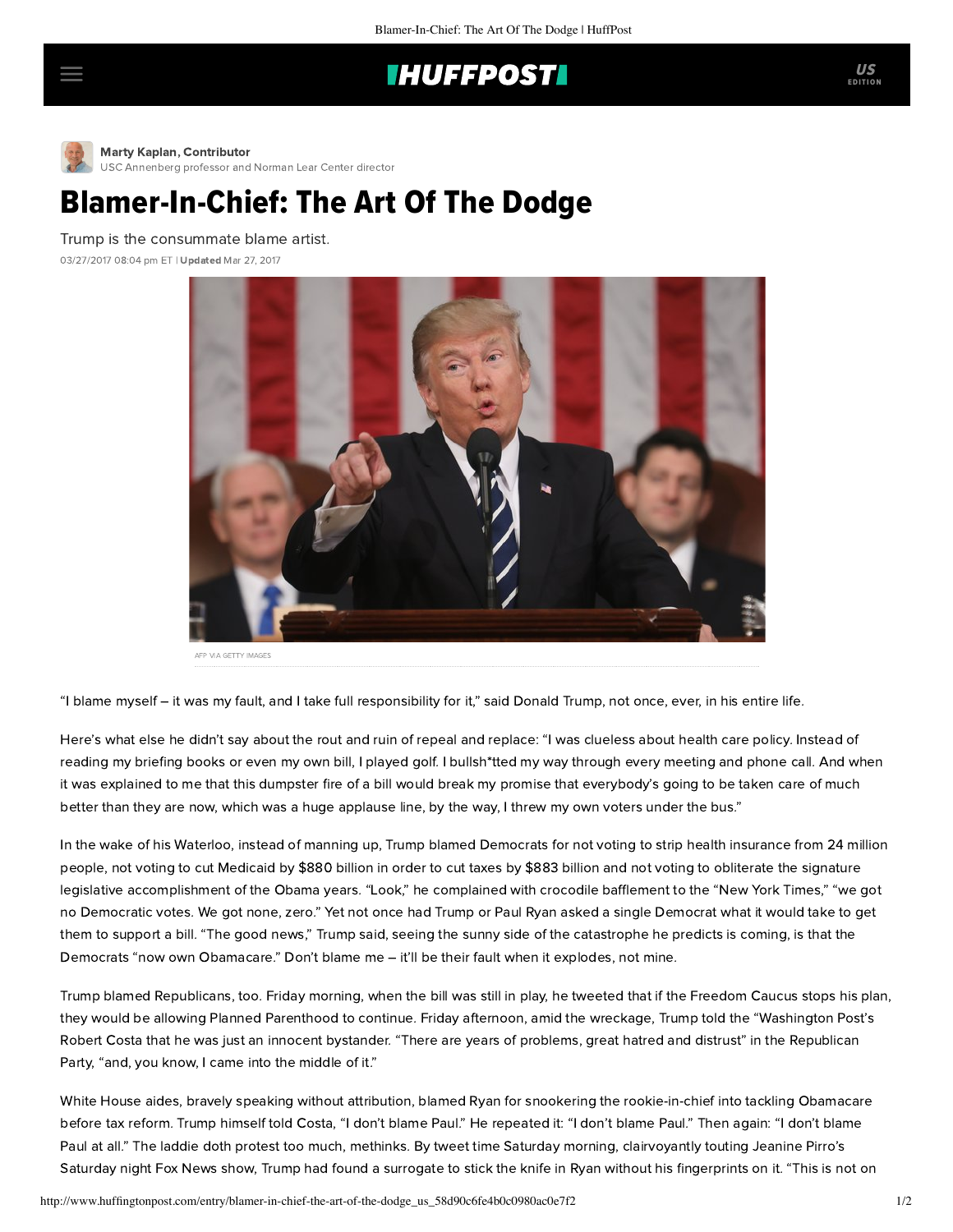Marty Kaplan, Contributor
USC Annenberg professor and Norman Lear Center director

# Blamer-In-Chief: The Art Of The Dodge

Trump is the consummate blame artist.

03/27/2017 08:04 pm ET | **Updated** Mar 27, 2017

AFP VIA GETTY IMAGES

"I blame myself – it was my fault, and I take full responsibility for it," said Donald Trump, not once, ever, in his entire life.

Here's what else he didn't say about the rout and ruin of repeal and replace: "I was clueless about health care policy. Instead of reading my briefing books or even my own bill, I played golf. I bullsh*tted my way through every meeting and phone call. And when it was explained to me that this dumpster fire of a bill would break my promise that everybody's going to be taken care of much better than they are now, which was a huge applause line, by the way, I threw my own voters under the bus."

In the wake of his Waterloo, instead of manning up, Trump blamed Democrats for not voting to strip health insurance from 24 million people, not voting to cut Medicaid by $880 billion in order to cut taxes by $883 billion and not voting to obliterate the signature legislative accomplishment of the Obama years. "Look," he complained with crocodile bafflement to the "New York Times," "we got no Democratic votes. We got none, zero." Yet not once had Trump or Paul Ryan asked a single Democrat what it would take to get them to support a bill. "The good news," Trump said, seeing the sunny side of the catastrophe he predicts is coming, is that the Democrats "now own Obamacare." Don't blame me – it'll be their fault when it explodes, not mine.

Trump blamed Republicans, too. Friday morning, when the bill was still in play, he tweeted that if the Freedom Caucus stops his plan, they would be allowing Planned Parenthood to continue. Friday afternoon, amid the wreckage, Trump told the "Washington Post's Robert Costa that he was just an innocent bystander. "There are years of problems, great hatred and distrust" in the Republican Party, "and, you know, I came into the middle of it."

White House aides, bravely speaking without attribution, blamed Ryan for snookering the rookie-in-chief into tackling Obamacare before tax reform. Trump himself told Costa, "I don't blame Paul." He repeated it: "I don't blame Paul." Then again: "I don't blame Paul at all." The laddie doth protest too much, methinks. By tweet time Saturday morning, clairvoyantly touting Jeanine Pirro's Saturday night Fox News show, Trump had found a surrogate to stick the knife in Ryan without his fingerprints on it. "This is not on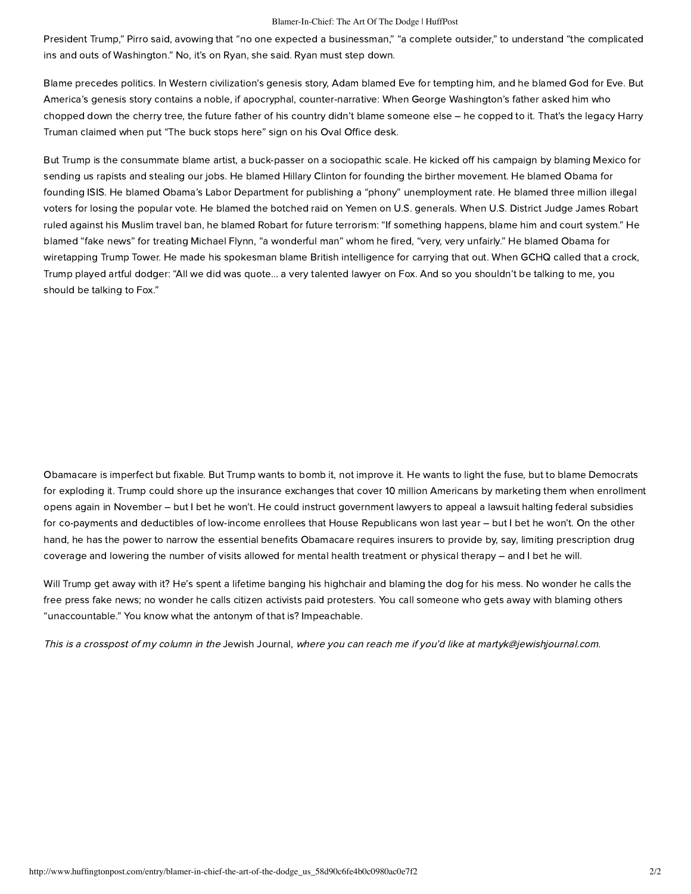President Trump," Pirro said, avowing that "no one expected a businessman," "a complete outsider," to understand "the complicated ins and outs of Washington." No, it's on Ryan, she said. Ryan must step down.

Blame precedes politics. In Western civilization's genesis story, Adam blamed Eve for tempting him, and he blamed God for Eve. But America's genesis story contains a noble, if apocryphal, counter-narrative: When George Washington's father asked him who chopped down the cherry tree, the future father of his country didn't blame someone else – he copped to it. That's the legacy Harry Truman claimed when put "The buck stops here" sign on his Oval Office desk.

But Trump is the consummate blame artist, a buck-passer on a sociopathic scale. He kicked off his campaign by blaming Mexico for sending us rapists and stealing our jobs. He blamed Hillary Clinton for founding the birther movement. He blamed Obama for founding ISIS. He blamed Obama's Labor Department for publishing a "phony" unemployment rate. He blamed three million illegal voters for losing the popular vote. He blamed the botched raid on Yemen on U.S. generals. When U.S. District Judge James Robart ruled against his Muslim travel ban, he blamed Robart for future terrorism: "If something happens, blame him and court system." He blamed "fake news" for treating Michael Flynn, "a wonderful man" whom he fired, "very, very unfairly." He blamed Obama for wiretapping Trump Tower. He made his spokesman blame British intelligence for carrying that out. When GCHQ called that a crock, Trump played artful dodger: "All we did was quote... a very talented lawyer on Fox. And so you shouldn't be talking to me, you should be talking to Fox."

Obamacare is imperfect but fixable. But Trump wants to bomb it, not improve it. He wants to light the fuse, but to blame Democrats for exploding it. Trump could shore up the insurance exchanges that cover 10 million Americans by marketing them when enrollment opens again in November – but I bet he won't. He could instruct government lawyers to appeal a lawsuit halting federal subsidies for co-payments and deductibles of low-income enrollees that House Republicans won last year – but I bet he won't. On the other hand, he has the power to narrow the essential benefits Obamacare requires insurers to provide by, say, limiting prescription drug coverage and lowering the number of visits allowed for mental health treatment or physical therapy – and I bet he will.

Will Trump get away with it? He's spent a lifetime banging his highchair and blaming the dog for his mess. No wonder he calls the free press fake news; no wonder he calls citizen activists paid protesters. You call someone who gets away with blaming others "unaccountable." You know what the antonym of that is? Impeachable.

*This is a crosspost of my column in the* Jewish Journal, *where you can reach me if you'd like at martyk@jewishjournal.com.*